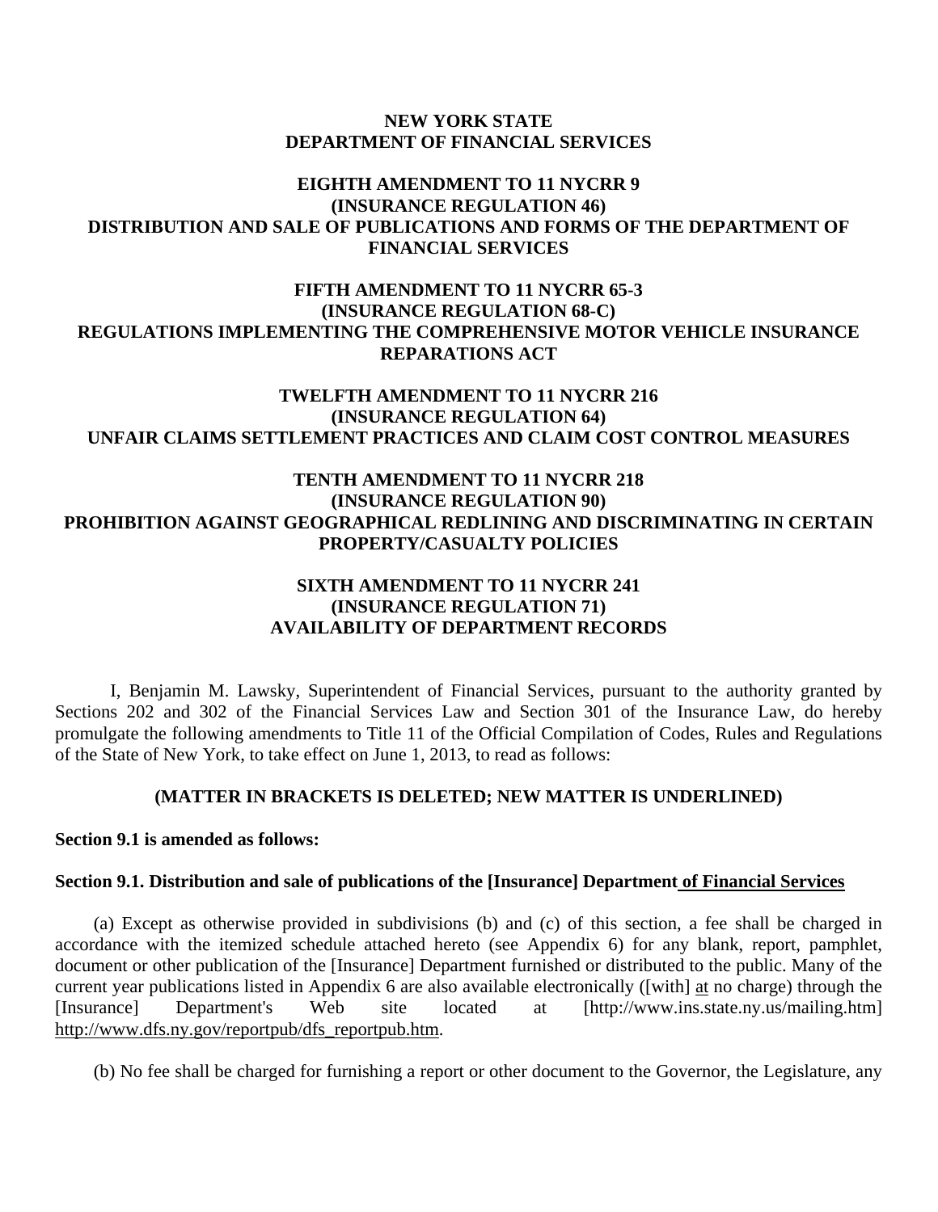**NEW YORK STATE**
**DEPARTMENT OF FINANCIAL SERVICES**

**EIGHTH AMENDMENT TO 11 NYCRR 9**
**(INSURANCE REGULATION 46)**
**DISTRIBUTION AND SALE OF PUBLICATIONS AND FORMS OF THE DEPARTMENT OF FINANCIAL SERVICES**

**FIFTH AMENDMENT TO 11 NYCRR 65-3**
**(INSURANCE REGULATION 68-C)**
**REGULATIONS IMPLEMENTING THE COMPREHENSIVE MOTOR VEHICLE INSURANCE REPARATIONS ACT**

**TWELFTH AMENDMENT TO 11 NYCRR 216**
**(INSURANCE REGULATION 64)**
**UNFAIR CLAIMS SETTLEMENT PRACTICES AND CLAIM COST CONTROL MEASURES**

**TENTH AMENDMENT TO 11 NYCRR 218**
**(INSURANCE REGULATION 90)**
**PROHIBITION AGAINST GEOGRAPHICAL REDLINING AND DISCRIMINATING IN CERTAIN PROPERTY/CASUALTY POLICIES**

**SIXTH AMENDMENT TO 11 NYCRR 241**
**(INSURANCE REGULATION 71)**
**AVAILABILITY OF DEPARTMENT RECORDS**

I, Benjamin M. Lawsky, Superintendent of Financial Services, pursuant to the authority granted by Sections 202 and 302 of the Financial Services Law and Section 301 of the Insurance Law, do hereby promulgate the following amendments to Title 11 of the Official Compilation of Codes, Rules and Regulations of the State of New York, to take effect on June 1, 2013, to read as follows:

**(MATTER IN BRACKETS IS DELETED; NEW MATTER IS UNDERLINED)**

**Section 9.1 is amended as follows:**

**Section 9.1. Distribution and sale of publications of the [Insurance] Department <u>of Financial Services</u>**

(a) Except as otherwise provided in subdivisions (b) and (c) of this section, a fee shall be charged in accordance with the itemized schedule attached hereto (see Appendix 6) for any blank, report, pamphlet, document or other publication of the [Insurance] Department furnished or distributed to the public. Many of the current year publications listed in Appendix 6 are also available electronically ([with] <u>at</u> no charge) through the [Insurance] Department's Web site located at [http://www.ins.state.ny.us/mailing.htm] <u>http://www.dfs.ny.gov/reportpub/dfs_reportpub.htm</u>.

(b) No fee shall be charged for furnishing a report or other document to the Governor, the Legislature, any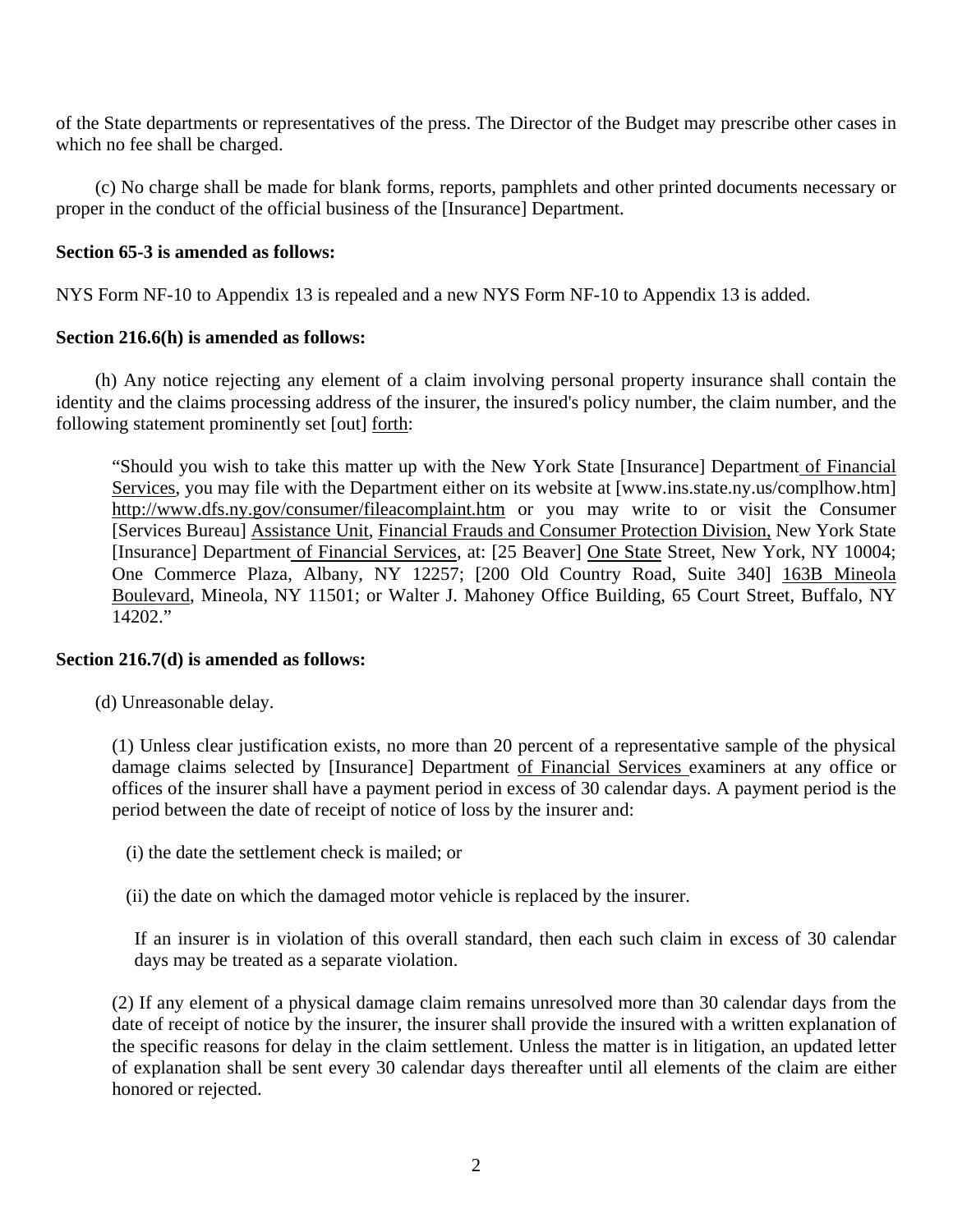of the State departments or representatives of the press. The Director of the Budget may prescribe other cases in which no fee shall be charged.

(c) No charge shall be made for blank forms, reports, pamphlets and other printed documents necessary or proper in the conduct of the official business of the [Insurance] Department.

**Section 65-3 is amended as follows:**

NYS Form NF-10 to Appendix 13 is repealed and a new NYS Form NF-10 to Appendix 13 is added.

**Section 216.6(h) is amended as follows:**

(h) Any notice rejecting any element of a claim involving personal property insurance shall contain the identity and the claims processing address of the insurer, the insured's policy number, the claim number, and the following statement prominently set [out] <u>forth</u>:

> "Should you wish to take this matter up with the New York State [Insurance] Department<u> of Financial Services</u>, you may file with the Department either on its website at [www.ins.state.ny.us/complhow.htm] <u>http://www.dfs.ny.gov/consumer/fileacomplaint.htm</u> or you may write to or visit the Consumer [Services Bureau] <u>Assistance Unit</u>, <u>Financial Frauds and Consumer Protection Division,</u> New York State [Insurance] Department<u> of Financial Services</u>, at: [25 Beaver] <u>One State</u> Street, New York, NY 10004; One Commerce Plaza, Albany, NY 12257; [200 Old Country Road, Suite 340] <u>163B Mineola Boulevard</u>, Mineola, NY 11501; or Walter J. Mahoney Office Building, 65 Court Street, Buffalo, NY 14202."

**Section 216.7(d) is amended as follows:**

(d) Unreasonable delay.

(1) Unless clear justification exists, no more than 20 percent of a representative sample of the physical damage claims selected by [Insurance] Department <u>of Financial Services </u>examiners at any office or offices of the insurer shall have a payment period in excess of 30 calendar days. A payment period is the period between the date of receipt of notice of loss by the insurer and:

(i) the date the settlement check is mailed; or

(ii) the date on which the damaged motor vehicle is replaced by the insurer.

If an insurer is in violation of this overall standard, then each such claim in excess of 30 calendar days may be treated as a separate violation.

(2) If any element of a physical damage claim remains unresolved more than 30 calendar days from the date of receipt of notice by the insurer, the insurer shall provide the insured with a written explanation of the specific reasons for delay in the claim settlement. Unless the matter is in litigation, an updated letter of explanation shall be sent every 30 calendar days thereafter until all elements of the claim are either honored or rejected.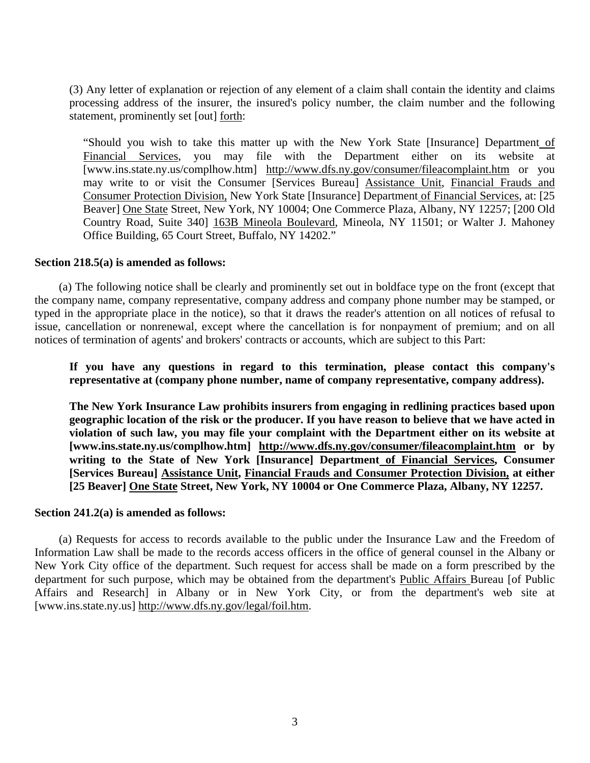(3) Any letter of explanation or rejection of any element of a claim shall contain the identity and claims processing address of the insurer, the insured's policy number, the claim number and the following statement, prominently set [out] <u>forth</u>:

> "Should you wish to take this matter up with the New York State [Insurance] Department <u>of Financial Services</u>, you may file with the Department either on its website at [www.ins.state.ny.us/complhow.htm] <u>http://www.dfs.ny.gov/consumer/fileacomplaint.htm</u> or you may write to or visit the Consumer [Services Bureau] <u>Assistance Unit</u>, <u>Financial Frauds and Consumer Protection Division,</u> New York State [Insurance] Department <u>of Financial Services</u>, at: [25 Beaver] <u>One State</u> Street, New York, NY 10004; One Commerce Plaza, Albany, NY 12257; [200 Old Country Road, Suite 340] <u>163B Mineola Boulevard</u>, Mineola, NY 11501; or Walter J. Mahoney Office Building, 65 Court Street, Buffalo, NY 14202."

**Section 218.5(a) is amended as follows:**

(a) The following notice shall be clearly and prominently set out in boldface type on the front (except that the company name, company representative, company address and company phone number may be stamped, or typed in the appropriate place in the notice), so that it draws the reader's attention on all notices of refusal to issue, cancellation or nonrenewal, except where the cancellation is for nonpayment of premium; and on all notices of termination of agents' and brokers' contracts or accounts, which are subject to this Part:

> **If you have any questions in regard to this termination, please contact this company's representative at (company phone number, name of company representative, company address).**
>
> **The New York Insurance Law prohibits insurers from engaging in redlining practices based upon geographic location of the risk or the producer. If you have reason to believe that we have acted in violation of such law, you may file your complaint with the Department either on its website at [www.ins.state.ny.us/complhow.htm] <u>http://www.dfs.ny.gov/consumer/fileacomplaint.htm</u> or by writing to the State of New York [Insurance] Department <u>of Financial Services</u>, Consumer [Services Bureau] <u>Assistance Unit</u>, <u>Financial Frauds and Consumer Protection Division,</u> at either [25 Beaver] <u>One State</u> Street, New York, NY 10004 or One Commerce Plaza, Albany, NY 12257.**

**Section 241.2(a) is amended as follows:**

(a) Requests for access to records available to the public under the Insurance Law and the Freedom of Information Law shall be made to the records access officers in the office of general counsel in the Albany or New York City office of the department. Such request for access shall be made on a form prescribed by the department for such purpose, which may be obtained from the department's <u>Public Affairs</u> Bureau [of Public Affairs and Research] in Albany or in New York City, or from the department's web site at [www.ins.state.ny.us] <u>http://www.dfs.ny.gov/legal/foil.htm</u>.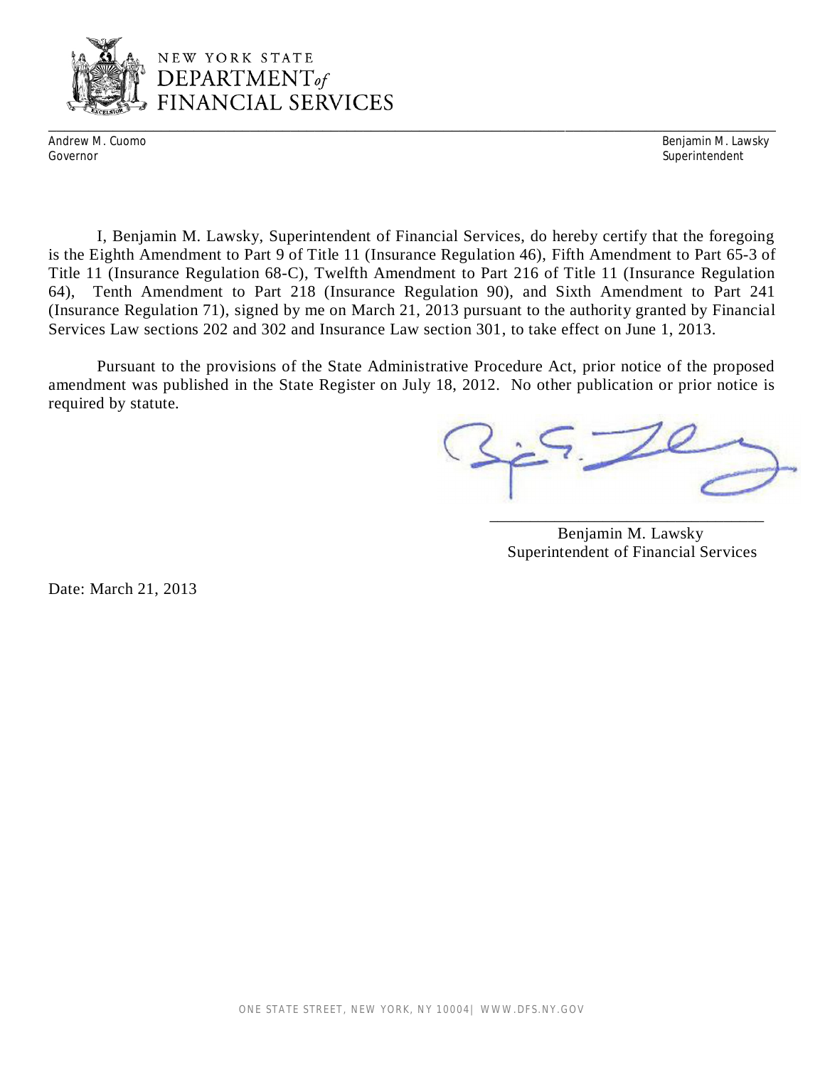NEW YORK STATE
DEPARTMENT *of*
FINANCIAL SERVICES

Andrew M. Cuomo
Governor

Benjamin M. Lawsky
Superintendent

I, Benjamin M. Lawsky, Superintendent of Financial Services, do hereby certify that the foregoing is the Eighth Amendment to Part 9 of Title 11 (Insurance Regulation 46), Fifth Amendment to Part 65-3 of Title 11 (Insurance Regulation 68-C), Twelfth Amendment to Part 216 of Title 11 (Insurance Regulation 64), Tenth Amendment to Part 218 (Insurance Regulation 90), and Sixth Amendment to Part 241 (Insurance Regulation 71), signed by me on March 21, 2013 pursuant to the authority granted by Financial Services Law sections 202 and 302 and Insurance Law section 301, to take effect on June 1, 2013.

Pursuant to the provisions of the State Administrative Procedure Act, prior notice of the proposed amendment was published in the State Register on July 18, 2012. No other publication or prior notice is required by statute.

\_\_\_\_\_\_\_\_\_\_\_\_\_\_\_\_\_\_\_\_\_\_\_\_\_\_\_\_\_\_\_\_

Benjamin M. Lawsky
Superintendent of Financial Services

Date: March 21, 2013

ONE STATE STREET, NEW YORK, NY 10004| WWW.DFS.NY.GOV